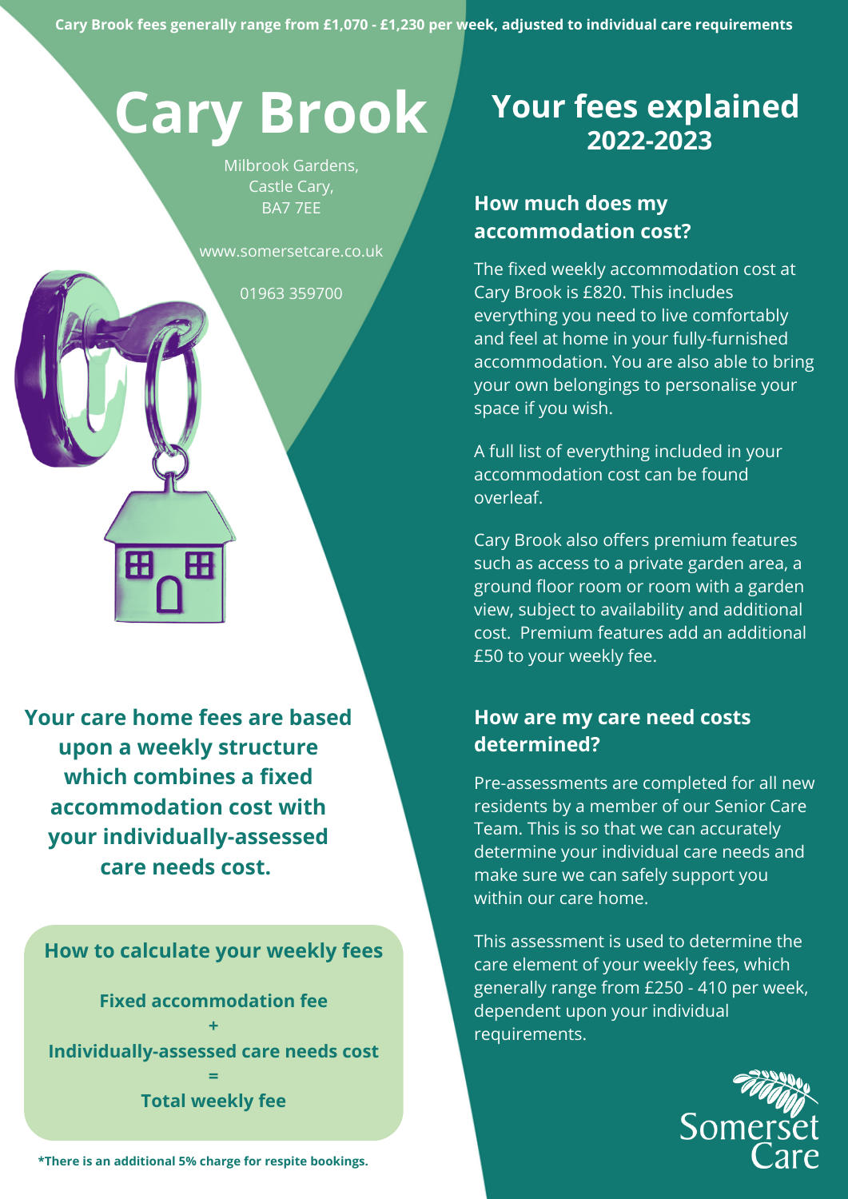**Cary Brook fees generally range from £1,070 - £1,230 per week, adjusted to individual care requirements**

# Cary Brook

Milbrook Gardens,
Castle Cary,
BA7 7EE

www.somersetcare.co.uk

01963 359700

**Your care home fees are based upon a weekly structure which combines a fixed accommodation cost with your individually-assessed care needs cost.**

### How to calculate your weekly fees

**Fixed accommodation fee**
**+**
**Individually-assessed care needs cost**
**=**
**Total weekly fee**

***There is an additional 5% charge for respite bookings.**

# Your fees explained 2022-2023

## How much does my accommodation cost?

The fixed weekly accommodation cost at Cary Brook is £820. This includes everything you need to live comfortably and feel at home in your fully-furnished accommodation. You are also able to bring your own belongings to personalise your space if you wish.

A full list of everything included in your accommodation cost can be found overleaf.

Cary Brook also offers premium features such as access to a private garden area, a ground floor room or room with a garden view, subject to availability and additional cost. Premium features add an additional £50 to your weekly fee.

## How are my care need costs determined?

Pre-assessments are completed for all new residents by a member of our Senior Care Team. This is so that we can accurately determine your individual care needs and make sure we can safely support you within our care home.

This assessment is used to determine the care element of your weekly fees, which generally range from £250 - 410 per week, dependent upon your individual requirements.

Somerset Care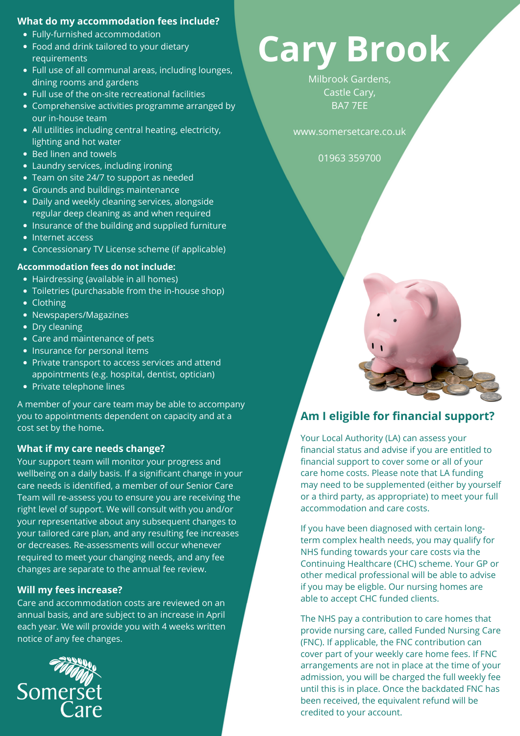# Cary Brook

Milbrook Gardens,
Castle Cary,
BA7 7EE

www.somersetcare.co.uk

01963 359700

### What do my accommodation fees include?

- Fully-furnished accommodation
- Food and drink tailored to your dietary requirements
- Full use of all communal areas, including lounges, dining rooms and gardens
- Full use of the on-site recreational facilities
- Comprehensive activities programme arranged by our in-house team
- All utilities including central heating, electricity, lighting and hot water
- Bed linen and towels
- Laundry services, including ironing
- Team on site 24/7 to support as needed
- Grounds and buildings maintenance
- Daily and weekly cleaning services, alongside regular deep cleaning as and when required
- Insurance of the building and supplied furniture
- Internet access
- Concessionary TV License scheme (if applicable)

### Accommodation fees do not include:

- Hairdressing (available in all homes)
- Toiletries (purchasable from the in-house shop)
- Clothing
- Newspapers/Magazines
- Dry cleaning
- Care and maintenance of pets
- Insurance for personal items
- Private transport to access services and attend appointments (e.g. hospital, dentist, optician)
- Private telephone lines

A member of your care team may be able to accompany you to appointments dependent on capacity and at a cost set by the home**.**

### What if my care needs change?

Your support team will monitor your progress and wellbeing on a daily basis. If a significant change in your care needs is identified, a member of our Senior Care Team will re-assess you to ensure you are receiving the right level of support. We will consult with you and/or your representative about any subsequent changes to your tailored care plan, and any resulting fee increases or decreases. Re-assessments will occur whenever required to meet your changing needs, and any fee changes are separate to the annual fee review.

### Will my fees increase?

Care and accommodation costs are reviewed on an annual basis, and are subject to an increase in April each year. We will provide you with 4 weeks written notice of any fee changes.

Somerset Care

## Am I eligible for financial support?

Your Local Authority (LA) can assess your financial status and advise if you are entitled to financial support to cover some or all of your care home costs. Please note that LA funding may need to be supplemented (either by yourself or a third party, as appropriate) to meet your full accommodation and care costs.

If you have been diagnosed with certain long-term complex health needs, you may qualify for NHS funding towards your care costs via the Continuing Healthcare (CHC) scheme. Your GP or other medical professional will be able to advise if you may be eligble. Our nursing homes are able to accept CHC funded clients.

The NHS pay a contribution to care homes that provide nursing care, called Funded Nursing Care (FNC). If applicable, the FNC contribution can cover part of your weekly care home fees. If FNC arrangements are not in place at the time of your admission, you will be charged the full weekly fee until this is in place. Once the backdated FNC has been received, the equivalent refund will be credited to your account.